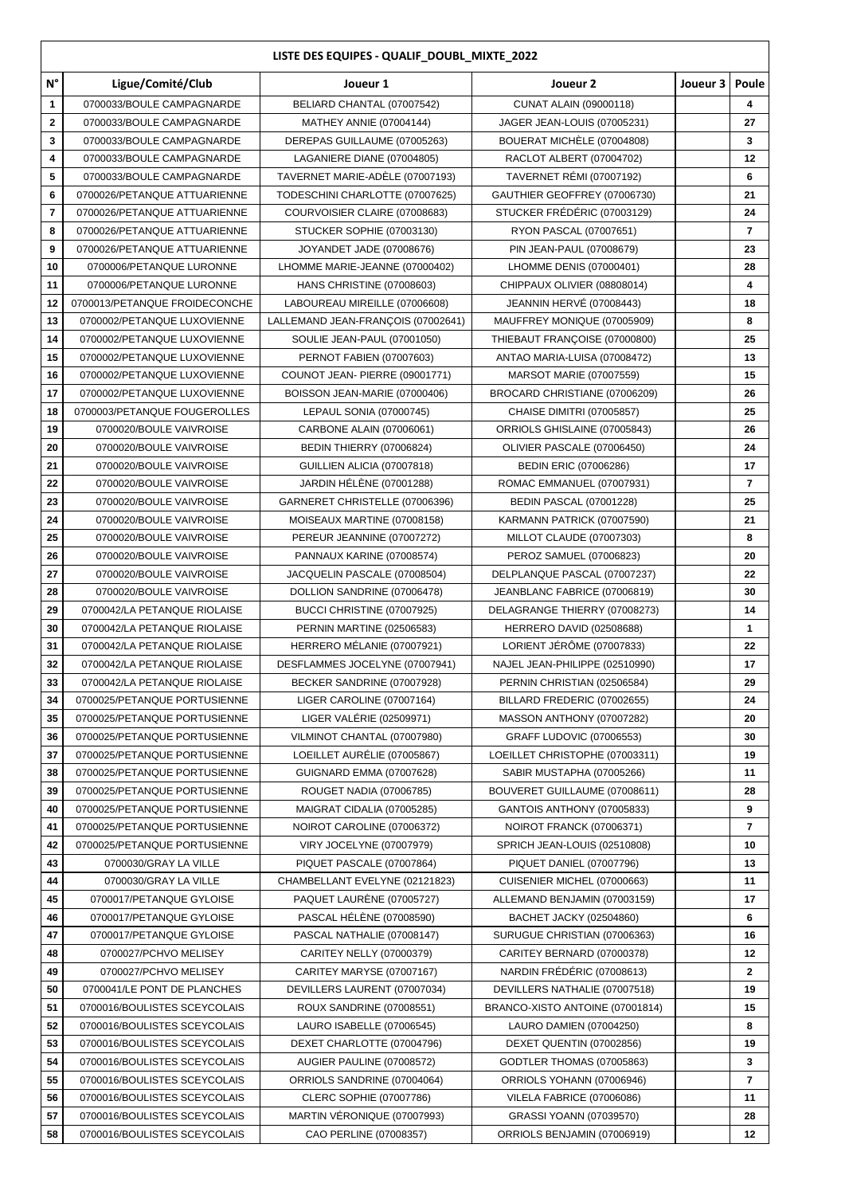**LISTE DES EQUIPES - QUALIF_DOUBL_MIXTE_2022**

| N° | Ligue/Comité/Club | Joueur 1 | Joueur 2 | Joueur 3 | Poule |
|---|---|---|---|---|---|
| 1 | 0700033/BOULE CAMPAGNARDE | BELIARD CHANTAL (07007542) | CUNAT ALAIN (09000118) | | 4 |
| 2 | 0700033/BOULE CAMPAGNARDE | MATHEY ANNIE (07004144) | JAGER JEAN-LOUIS (07005231) | | 27 |
| 3 | 0700033/BOULE CAMPAGNARDE | DEREPAS GUILLAUME (07005263) | BOUERAT MICHÈLE (07004808) | | 3 |
| 4 | 0700033/BOULE CAMPAGNARDE | LAGANIERE DIANE (07004805) | RACLOT ALBERT (07004702) | | 12 |
| 5 | 0700033/BOULE CAMPAGNARDE | TAVERNET MARIE-ADÈLE (07007193) | TAVERNET RÉMI (07007192) | | 6 |
| 6 | 0700026/PETANQUE ATTUARIENNE | TODESCHINI CHARLOTTE (07007625) | GAUTHIER GEOFFREY (07006730) | | 21 |
| 7 | 0700026/PETANQUE ATTUARIENNE | COURVOISIER CLAIRE (07008683) | STUCKER FRÉDÉRIC (07003129) | | 24 |
| 8 | 0700026/PETANQUE ATTUARIENNE | STUCKER SOPHIE (07003130) | RYON PASCAL (07007651) | | 7 |
| 9 | 0700026/PETANQUE ATTUARIENNE | JOYANDET JADE (07008676) | PIN JEAN-PAUL (07008679) | | 23 |
| 10 | 0700006/PETANQUE LURONNE | LHOMME MARIE-JEANNE (07000402) | LHOMME DENIS (07000401) | | 28 |
| 11 | 0700006/PETANQUE LURONNE | HANS CHRISTINE (07008603) | CHIPPAUX OLIVIER (08808014) | | 4 |
| 12 | 0700013/PETANQUE FROIDECONCHE | LABOUREAU MIREILLE (07006608) | JEANNIN HERVÉ (07008443) | | 18 |
| 13 | 0700002/PETANQUE LUXOVIENNE | LALLEMAND JEAN-FRANÇOIS (07002641) | MAUFFREY MONIQUE (07005909) | | 8 |
| 14 | 0700002/PETANQUE LUXOVIENNE | SOULIE JEAN-PAUL (07001050) | THIEBAUT FRANÇOISE (07000800) | | 25 |
| 15 | 0700002/PETANQUE LUXOVIENNE | PERNOT FABIEN (07007603) | ANTAO MARIA-LUISA (07008472) | | 13 |
| 16 | 0700002/PETANQUE LUXOVIENNE | COUNOT JEAN- PIERRE (09001771) | MARSOT MARIE (07007559) | | 15 |
| 17 | 0700002/PETANQUE LUXOVIENNE | BOISSON JEAN-MARIE (07000406) | BROCARD CHRISTIANE (07006209) | | 26 |
| 18 | 0700003/PETANQUE FOUGEROLLES | LEPAUL SONIA (07000745) | CHAISE DIMITRI (07005857) | | 25 |
| 19 | 0700020/BOULE VAIVROISE | CARBONE ALAIN (07006061) | ORRIOLS GHISLAINE (07005843) | | 26 |
| 20 | 0700020/BOULE VAIVROISE | BEDIN THIERRY (07006824) | OLIVIER PASCALE (07006450) | | 24 |
| 21 | 0700020/BOULE VAIVROISE | GUILLIEN ALICIA (07007818) | BEDIN ERIC (07006286) | | 17 |
| 22 | 0700020/BOULE VAIVROISE | JARDIN HÉLÈNE (07001288) | ROMAC EMMANUEL (07007931) | | 7 |
| 23 | 0700020/BOULE VAIVROISE | GARNERET CHRISTELLE (07006396) | BEDIN PASCAL (07001228) | | 25 |
| 24 | 0700020/BOULE VAIVROISE | MOISEAUX MARTINE (07008158) | KARMANN PATRICK (07007590) | | 21 |
| 25 | 0700020/BOULE VAIVROISE | PEREUR JEANNINE (07007272) | MILLOT CLAUDE (07007303) | | 8 |
| 26 | 0700020/BOULE VAIVROISE | PANNAUX KARINE (07008574) | PEROZ SAMUEL (07006823) | | 20 |
| 27 | 0700020/BOULE VAIVROISE | JACQUELIN PASCALE (07008504) | DELPLANQUE PASCAL (07007237) | | 22 |
| 28 | 0700020/BOULE VAIVROISE | DOLLION SANDRINE (07006478) | JEANBLANC FABRICE (07006819) | | 30 |
| 29 | 0700042/LA PETANQUE RIOLAISE | BUCCI CHRISTINE (07007925) | DELAGRANGE THIERRY (07008273) | | 14 |
| 30 | 0700042/LA PETANQUE RIOLAISE | PERNIN MARTINE (02506583) | HERRERO DAVID (02508688) | | 1 |
| 31 | 0700042/LA PETANQUE RIOLAISE | HERRERO MÉLANIE (07007921) | LORIENT JÉRÔME (07007833) | | 22 |
| 32 | 0700042/LA PETANQUE RIOLAISE | DESFLAMMES JOCELYNE (07007941) | NAJEL JEAN-PHILIPPE (02510990) | | 17 |
| 33 | 0700042/LA PETANQUE RIOLAISE | BECKER SANDRINE (07007928) | PERNIN CHRISTIAN (02506584) | | 29 |
| 34 | 0700025/PETANQUE PORTUSIENNE | LIGER CAROLINE (07007164) | BILLARD FREDERIC (07002655) | | 24 |
| 35 | 0700025/PETANQUE PORTUSIENNE | LIGER VALÉRIE (02509971) | MASSON ANTHONY (07007282) | | 20 |
| 36 | 0700025/PETANQUE PORTUSIENNE | VILMINOT CHANTAL (07007980) | GRAFF LUDOVIC (07006553) | | 30 |
| 37 | 0700025/PETANQUE PORTUSIENNE | LOEILLET AURÉLIE (07005867) | LOEILLET CHRISTOPHE (07003311) | | 19 |
| 38 | 0700025/PETANQUE PORTUSIENNE | GUIGNARD EMMA (07007628) | SABIR MUSTAPHA (07005266) | | 11 |
| 39 | 0700025/PETANQUE PORTUSIENNE | ROUGET NADIA (07006785) | BOUVERET GUILLAUME (07008611) | | 28 |
| 40 | 0700025/PETANQUE PORTUSIENNE | MAIGRAT CIDALIA (07005285) | GANTOIS ANTHONY (07005833) | | 9 |
| 41 | 0700025/PETANQUE PORTUSIENNE | NOIROT CAROLINE (07006372) | NOIROT FRANCK (07006371) | | 7 |
| 42 | 0700025/PETANQUE PORTUSIENNE | VIRY JOCELYNE (07007979) | SPRICH JEAN-LOUIS (02510808) | | 10 |
| 43 | 0700030/GRAY LA VILLE | PIQUET PASCALE (07007864) | PIQUET DANIEL (07007796) | | 13 |
| 44 | 0700030/GRAY LA VILLE | CHAMBELLANT EVELYNE (02121823) | CUISENIER MICHEL (07000663) | | 11 |
| 45 | 0700017/PETANQUE GYLOISE | PAQUET LAURÈNE (07005727) | ALLEMAND BENJAMIN (07003159) | | 17 |
| 46 | 0700017/PETANQUE GYLOISE | PASCAL HÉLÈNE (07008590) | BACHET JACKY (02504860) | | 6 |
| 47 | 0700017/PETANQUE GYLOISE | PASCAL NATHALIE (07008147) | SURUGUE CHRISTIAN (07006363) | | 16 |
| 48 | 0700027/PCHVO MELISEY | CARITEY NELLY (07000379) | CARITEY BERNARD (07000378) | | 12 |
| 49 | 0700027/PCHVO MELISEY | CARITEY MARYSE (07007167) | NARDIN FRÉDÉRIC (07008613) | | 2 |
| 50 | 0700041/LE PONT DE PLANCHES | DEVILLERS LAURENT (07007034) | DEVILLERS NATHALIE (07007518) | | 19 |
| 51 | 0700016/BOULISTES SCEYCOLAIS | ROUX SANDRINE (07008551) | BRANCO-XISTO ANTOINE (07001814) | | 15 |
| 52 | 0700016/BOULISTES SCEYCOLAIS | LAURO ISABELLE (07006545) | LAURO DAMIEN (07004250) | | 8 |
| 53 | 0700016/BOULISTES SCEYCOLAIS | DEXET CHARLOTTE (07004796) | DEXET QUENTIN (07002856) | | 19 |
| 54 | 0700016/BOULISTES SCEYCOLAIS | AUGIER PAULINE (07008572) | GODTLER THOMAS (07005863) | | 3 |
| 55 | 0700016/BOULISTES SCEYCOLAIS | ORRIOLS SANDRINE (07004064) | ORRIOLS YOHANN (07006946) | | 7 |
| 56 | 0700016/BOULISTES SCEYCOLAIS | CLERC SOPHIE (07007786) | VILELA FABRICE (07006086) | | 11 |
| 57 | 0700016/BOULISTES SCEYCOLAIS | MARTIN VÉRONIQUE (07007993) | GRASSI YOANN (07039570) | | 28 |
| 58 | 0700016/BOULISTES SCEYCOLAIS | CAO PERLINE (07008357) | ORRIOLS BENJAMIN (07006919) | | 12 |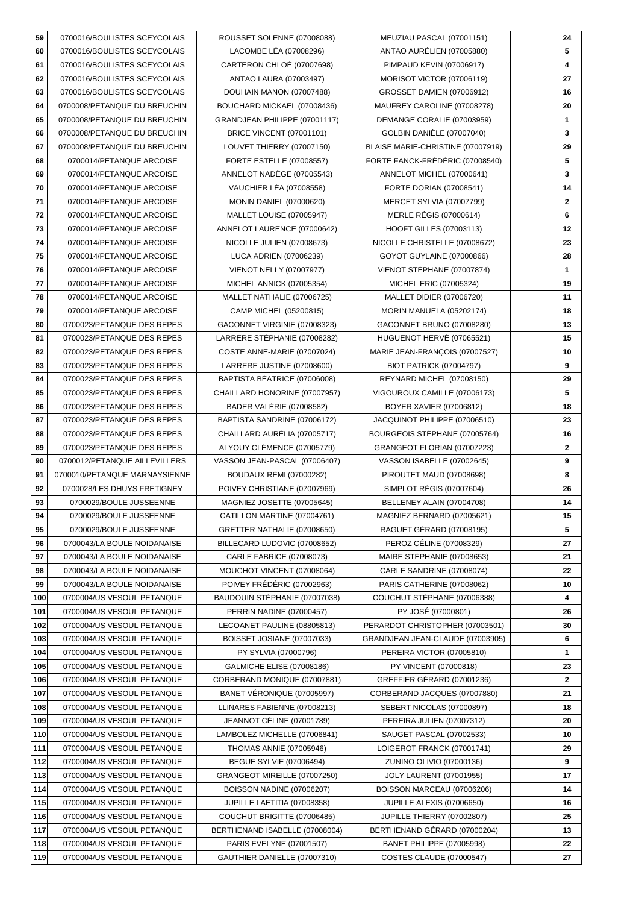| | | | | | |
|---|---|---|---|---|---|
| 59 | 0700016/BOULISTES SCEYCOLAIS | ROUSSET SOLENNE (07008088) | MEUZIAU PASCAL (07001151) | | 24 |
| 60 | 0700016/BOULISTES SCEYCOLAIS | LACOMBE LÉA (07008296) | ANTAO AURÉLIEN (07005880) | | 5 |
| 61 | 0700016/BOULISTES SCEYCOLAIS | CARTERON CHLOÉ (07007698) | PIMPAUD KEVIN (07006917) | | 4 |
| 62 | 0700016/BOULISTES SCEYCOLAIS | ANTAO LAURA (07003497) | MORISOT VICTOR (07006119) | | 27 |
| 63 | 0700016/BOULISTES SCEYCOLAIS | DOUHAIN MANON (07007488) | GROSSET DAMIEN (07006912) | | 16 |
| 64 | 0700008/PETANQUE DU BREUCHIN | BOUCHARD MICKAEL (07008436) | MAUFREY CAROLINE (07008278) | | 20 |
| 65 | 0700008/PETANQUE DU BREUCHIN | GRANDJEAN PHILIPPE (07001117) | DEMANGE CORALIE (07003959) | | 1 |
| 66 | 0700008/PETANQUE DU BREUCHIN | BRICE VINCENT (07001101) | GOLBIN DANIÈLE (07007040) | | 3 |
| 67 | 0700008/PETANQUE DU BREUCHIN | LOUVET THIERRY (07007150) | BLAISE MARIE-CHRISTINE (07007919) | | 29 |
| 68 | 0700014/PETANQUE ARCOISE | FORTE ESTELLE (07008557) | FORTE FANCK-FRÉDÉRIC (07008540) | | 5 |
| 69 | 0700014/PETANQUE ARCOISE | ANNELOT NADÈGE (07005543) | ANNELOT MICHEL (07000641) | | 3 |
| 70 | 0700014/PETANQUE ARCOISE | VAUCHIER LÉA (07008558) | FORTE DORIAN (07008541) | | 14 |
| 71 | 0700014/PETANQUE ARCOISE | MONIN DANIEL (07000620) | MERCET SYLVIA (07007799) | | 2 |
| 72 | 0700014/PETANQUE ARCOISE | MALLET LOUISE (07005947) | MERLE RÉGIS (07000614) | | 6 |
| 73 | 0700014/PETANQUE ARCOISE | ANNELOT LAURENCE (07000642) | HOOFT GILLES (07003113) | | 12 |
| 74 | 0700014/PETANQUE ARCOISE | NICOLLE JULIEN (07008673) | NICOLLE CHRISTELLE (07008672) | | 23 |
| 75 | 0700014/PETANQUE ARCOISE | LUCA ADRIEN (07006239) | GOYOT GUYLAINE (07000866) | | 28 |
| 76 | 0700014/PETANQUE ARCOISE | VIENOT NELLY (07007977) | VIENOT STÉPHANE (07007874) | | 1 |
| 77 | 0700014/PETANQUE ARCOISE | MICHEL ANNICK (07005354) | MICHEL ERIC (07005324) | | 19 |
| 78 | 0700014/PETANQUE ARCOISE | MALLET NATHALIE (07006725) | MALLET DIDIER (07006720) | | 11 |
| 79 | 0700014/PETANQUE ARCOISE | CAMP MICHEL (05200815) | MORIN MANUELA (05202174) | | 18 |
| 80 | 0700023/PETANQUE DES REPES | GACONNET VIRGINIE (07008323) | GACONNET BRUNO (07008280) | | 13 |
| 81 | 0700023/PETANQUE DES REPES | LARRERE STÉPHANIE (07008282) | HUGUENOT HERVÉ (07065521) | | 15 |
| 82 | 0700023/PETANQUE DES REPES | COSTE ANNE-MARIE (07007024) | MARIE JEAN-FRANÇOIS (07007527) | | 10 |
| 83 | 0700023/PETANQUE DES REPES | LARRERE JUSTINE (07008600) | BIOT PATRICK (07004797) | | 9 |
| 84 | 0700023/PETANQUE DES REPES | BAPTISTA BÉATRICE (07006008) | REYNARD MICHEL (07008150) | | 29 |
| 85 | 0700023/PETANQUE DES REPES | CHAILLARD HONORINE (07007957) | VIGOUROUX CAMILLE (07006173) | | 5 |
| 86 | 0700023/PETANQUE DES REPES | BADER VALÉRIE (07008582) | BOYER XAVIER (07006812) | | 18 |
| 87 | 0700023/PETANQUE DES REPES | BAPTISTA SANDRINE (07006172) | JACQUINOT PHILIPPE (07006510) | | 23 |
| 88 | 0700023/PETANQUE DES REPES | CHAILLARD AURÉLIA (07005717) | BOURGEOIS STÉPHANE (07005764) | | 16 |
| 89 | 0700023/PETANQUE DES REPES | ALYOUY CLÉMENCE (07005779) | GRANGEOT FLORIAN (07007223) | | 2 |
| 90 | 0700012/PETANQUE AILLEVILLERS | VASSON JEAN-PASCAL (07006407) | VASSON ISABELLE (07002645) | | 9 |
| 91 | 0700010/PETANQUE MARNAYSIENNE | BOUDAUX RÉMI (07000282) | PIROUTET MAUD (07008698) | | 8 |
| 92 | 0700028/LES DHUYS FRETIGNEY | POIVEY CHRISTIANE (07007969) | SIMPLOT RÉGIS (07007604) | | 26 |
| 93 | 0700029/BOULE JUSSEENNE | MAGNIEZ JOSETTE (07005645) | BELLENEY ALAIN (07004708) | | 14 |
| 94 | 0700029/BOULE JUSSEENNE | CATILLON MARTINE (07004761) | MAGNIEZ BERNARD (07005621) | | 15 |
| 95 | 0700029/BOULE JUSSEENNE | GRETTER NATHALIE (07008650) | RAGUET GÉRARD (07008195) | | 5 |
| 96 | 0700043/LA BOULE NOIDANAISE | BILLECARD LUDOVIC (07008652) | PEROZ CÉLINE (07008329) | | 27 |
| 97 | 0700043/LA BOULE NOIDANAISE | CARLE FABRICE (07008073) | MAIRE STÉPHANIE (07008653) | | 21 |
| 98 | 0700043/LA BOULE NOIDANAISE | MOUCHOT VINCENT (07008064) | CARLE SANDRINE (07008074) | | 22 |
| 99 | 0700043/LA BOULE NOIDANAISE | POIVEY FRÉDÉRIC (07002963) | PARIS CATHERINE (07008062) | | 10 |
| 100 | 0700004/US VESOUL PETANQUE | BAUDOUIN STÉPHANIE (07007038) | COUCHUT STÉPHANE (07006388) | | 4 |
| 101 | 0700004/US VESOUL PETANQUE | PERRIN NADINE (07000457) | PY JOSÉ (07000801) | | 26 |
| 102 | 0700004/US VESOUL PETANQUE | LECOANET PAULINE (08805813) | PERARDOT CHRISTOPHER (07003501) | | 30 |
| 103 | 0700004/US VESOUL PETANQUE | BOISSET JOSIANE (07007033) | GRANDJEAN JEAN-CLAUDE (07003905) | | 6 |
| 104 | 0700004/US VESOUL PETANQUE | PY SYLVIA (07000796) | PEREIRA VICTOR (07005810) | | 1 |
| 105 | 0700004/US VESOUL PETANQUE | GALMICHE ELISE (07008186) | PY VINCENT (07000818) | | 23 |
| 106 | 0700004/US VESOUL PETANQUE | CORBERAND MONIQUE (07007881) | GREFFIER GÉRARD (07001236) | | 2 |
| 107 | 0700004/US VESOUL PETANQUE | BANET VÉRONIQUE (07005997) | CORBERAND JACQUES (07007880) | | 21 |
| 108 | 0700004/US VESOUL PETANQUE | LLINARES FABIENNE (07008213) | SEBERT NICOLAS (07000897) | | 18 |
| 109 | 0700004/US VESOUL PETANQUE | JEANNOT CÉLINE (07001789) | PEREIRA JULIEN (07007312) | | 20 |
| 110 | 0700004/US VESOUL PETANQUE | LAMBOLEZ MICHELLE (07006841) | SAUGET PASCAL (07002533) | | 10 |
| 111 | 0700004/US VESOUL PETANQUE | THOMAS ANNIE (07005946) | LOIGEROT FRANCK (07001741) | | 29 |
| 112 | 0700004/US VESOUL PETANQUE | BEGUE SYLVIE (07006494) | ZUNINO OLIVIO (07000136) | | 9 |
| 113 | 0700004/US VESOUL PETANQUE | GRANGEOT MIREILLE (07007250) | JOLY LAURENT (07001955) | | 17 |
| 114 | 0700004/US VESOUL PETANQUE | BOISSON NADINE (07006207) | BOISSON MARCEAU (07006206) | | 14 |
| 115 | 0700004/US VESOUL PETANQUE | JUPILLE LAETITIA (07008358) | JUPILLE ALEXIS (07006650) | | 16 |
| 116 | 0700004/US VESOUL PETANQUE | COUCHUT BRIGITTE (07006485) | JUPILLE THIERRY (07002807) | | 25 |
| 117 | 0700004/US VESOUL PETANQUE | BERTHENAND ISABELLE (07008004) | BERTHENAND GÉRARD (07000204) | | 13 |
| 118 | 0700004/US VESOUL PETANQUE | PARIS EVELYNE (07001507) | BANET PHILIPPE (07005998) | | 22 |
| 119 | 0700004/US VESOUL PETANQUE | GAUTHIER DANIELLE (07007310) | COSTES CLAUDE (07000547) | | 27 |